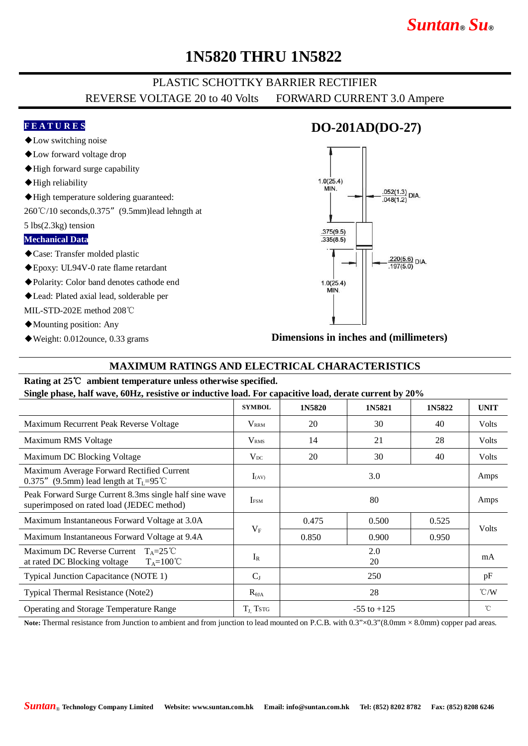# 1N5820 THRU 1N5822

PLASTIC SCHOTTKY BARRIER RECTIFIER

REVERSE VOLTAGE 20 to 40 Volts    FORWARD CURRENT 3.0 Ampere

**FEATURES**

- ◆Low switching noise
- ◆Low forward voltage drop
- ◆High forward surge capability
- ◆High reliability
- ◆High temperature soldering guaranteed: 260℃/10 seconds,0.375”(9.5mm)lead lehngth at 5 lbs(2.3kg) tension

**Mechanical Data**

- ◆Case: Transfer molded plastic
- ◆Epoxy: UL94V-0 rate flame retardant
- ◆Polarity: Color band denotes cathode end
- ◆Lead: Plated axial lead, solderable per MIL-STD-202E method 208℃
- ◆Mounting position: Any
- ◆Weight: 0.012ounce, 0.33 grams

## DO-201AD(DO-27)

1.0(25.4) MIN.

.052(1.3) / .048(1.2) DIA.

.375(9.5) / .335(8.5)

.220(5.6) / .197(5.0) DIA.

1.0(25.4) MIN.

**Dimensions in inches and (millimeters)**

## MAXIMUM RATINGS AND ELECTRICAL CHARACTERISTICS

**Rating at 25℃ ambient temperature unless otherwise specified.**
**Single phase, half wave, 60Hz, resistive or inductive load. For capacitive load, derate current by 20%**

| | SYMBOL | 1N5820 | 1N5821 | 1N5822 | UNIT |
|---|---|---|---|---|---|
| Maximum Recurrent Peak Reverse Voltage | $V_{RRM}$ | 20 | 30 | 40 | Volts |
| Maximum RMS Voltage | $V_{RMS}$ | 14 | 21 | 28 | Volts |
| Maximum DC Blocking Voltage | $V_{DC}$ | 20 | 30 | 40 | Volts |
| Maximum Average Forward Rectified Current 0.375” (9.5mm) lead length at $T_L$=95℃ | $I_{(AV)}$ | 3.0 | | | Amps |
| Peak Forward Surge Current 8.3ms single half sine wave superimposed on rated load (JEDEC method) | $I_{FSM}$ | 80 | | | Amps |
| Maximum Instantaneous Forward Voltage at 3.0A | $V_F$ | 0.475 | 0.500 | 0.525 | Volts |
| Maximum Instantaneous Forward Voltage at 9.4A | | 0.850 | 0.900 | 0.950 | |
| Maximum DC Reverse Current $T_A$=25℃ at rated DC Blocking voltage $T_A$=100℃ | $I_R$ | 2.0 / 20 | | | mA |
| Typical Junction Capacitance (NOTE 1) | $C_J$ | 250 | | | pF |
| Typical Thermal Resistance (Note2) | $R_{\theta JA}$ | 28 | | | ℃/W |
| Operating and Storage Temperature Range | $T_J$, $T_{STG}$ | -55 to +125 | | | ℃ |

**Note:** Thermal resistance from Junction to ambient and from junction to lead mounted on P.C.B. with 0.3”×0.3”(8.0mm × 8.0mm) copper pad areas.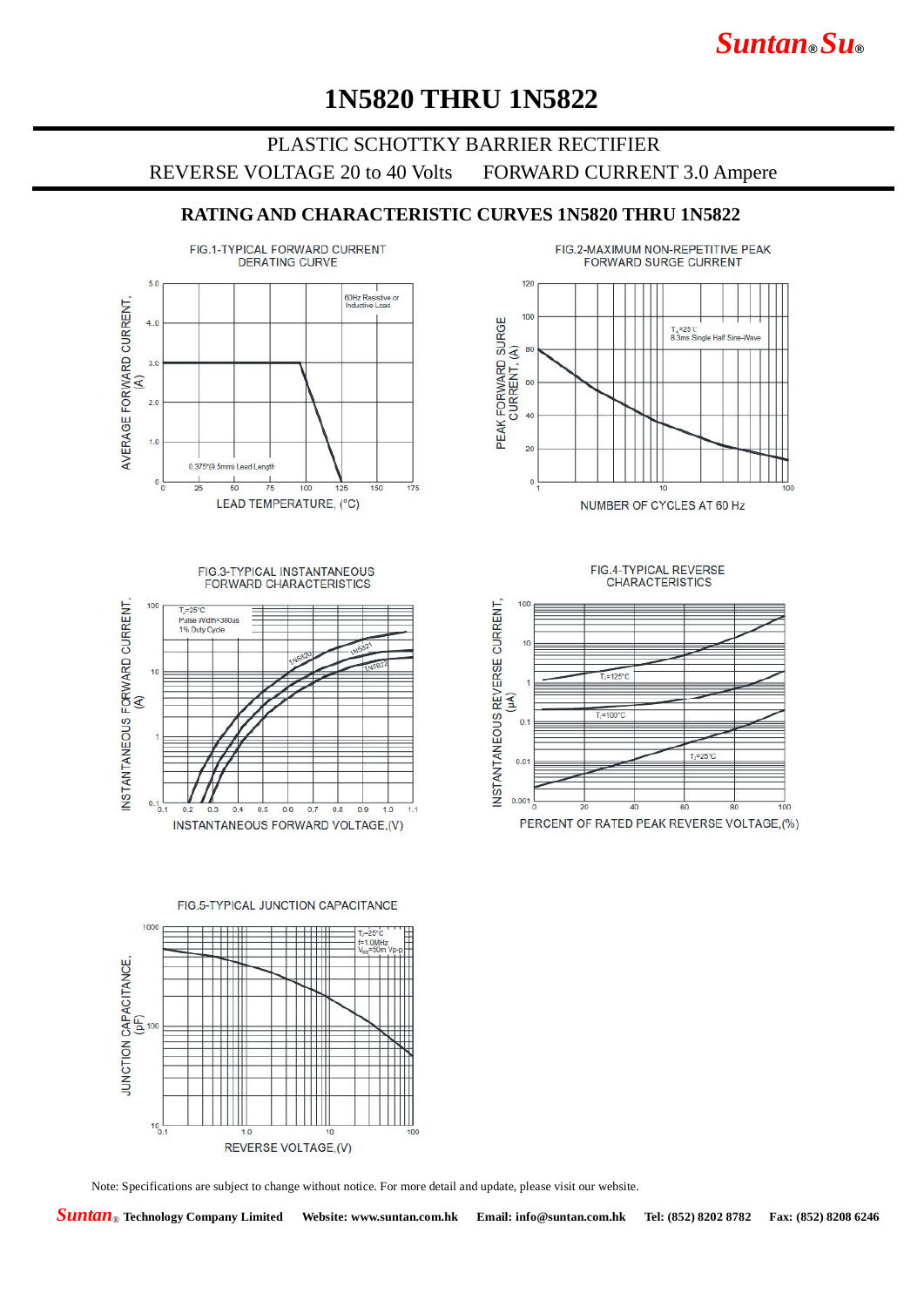Suntan® Su®

# 1N5820 THRU 1N5822

PLASTIC SCHOTTKY BARRIER RECTIFIER

REVERSE VOLTAGE 20 to 40 Volts FORWARD CURRENT 3.0 Ampere

## RATING AND CHARACTERISTIC CURVES 1N5820 THRU 1N5822

FIG.1-TYPICAL FORWARD CURRENT DERATING CURVE

AVERAGE FORWARD CURRENT, (A)

5.0
4.0
3.0
2.0
1.0
0

0 25 50 75 100 125 150 175

60Hz Resistive or Inductive Load

0.375"(9.5mm) Lead Length

LEAD TEMPERATURE, (°C)

FIG.2-MAXIMUM NON-REPETITIVE PEAK FORWARD SURGE CURRENT

PEAK FORWARD SURGE CURRENT, (A)

120
100
80
60
40
20
0

1 10 100

$T_A$=25°C
8.3ms Single Half Sine-Wave

NUMBER OF CYCLES AT 60 Hz

FIG.3-TYPICAL INSTANTANEOUS FORWARD CHARACTERISTICS

INSTANTANEOUS FORWARD CURRENT, (A)

100
10
1
0.1

0.1 0.2 0.3 0.4 0.5 0.6 0.7 0.8 0.9 1.0 1.1

$T_J$=25°C
Pulse Width=300us
1% Duty Cycle

1N5820
1N5821
1N5822

INSTANTANEOUS FORWARD VOLTAGE,(V)

FIG.4-TYPICAL REVERSE CHARACTERISTICS

INSTANTANEOUS REVERSE CURRENT, (μA)

100
10
1
0.1
0.01
0.001

0 20 40 60 80 100

$T_J$=125°C
$T_J$=100°C
$T_J$=25°C

PERCENT OF RATED PEAK REVERSE VOLTAGE,(%)

FIG.5-TYPICAL JUNCTION CAPACITANCE

JUNCTION CAPACITANCE, (pF)

1000
100
10

0.1 1.0 10 100

$T_J$=25°C
f=1.0MHz
$V_{sig}$=50m Vp-p

REVERSE VOLTAGE,(V)

Note: Specifications are subject to change without notice. For more detail and update, please visit our website.

**Suntan® Technology Company Limited Website: www.suntan.com.hk Email: info@suntan.com.hk Tel: (852) 8202 8782 Fax: (852) 8208 6246**